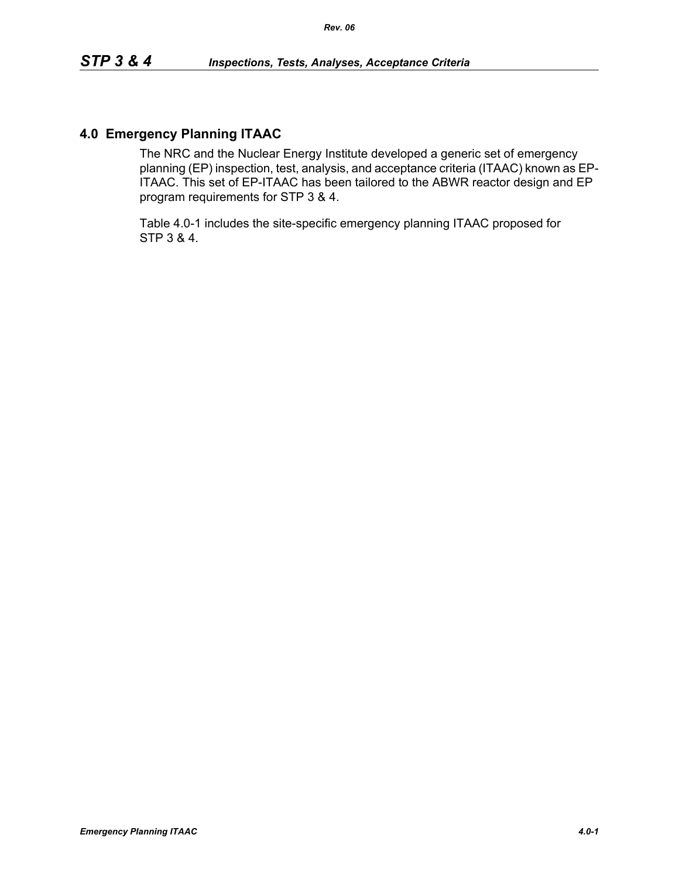## 4.0 Emergency Planning ITAAC

The NRC and the Nuclear Energy Institute developed a generic set of emergency planning (EP) inspection, test, analysis, and acceptance criteria (ITAAC) known as EP-ITAAC. This set of EP-ITAAC has been tailored to the ABWR reactor design and EP program requirements for STP 3 & 4.

Table 4.0-1 includes the site-specific emergency planning ITAAC proposed for STP 3 & 4.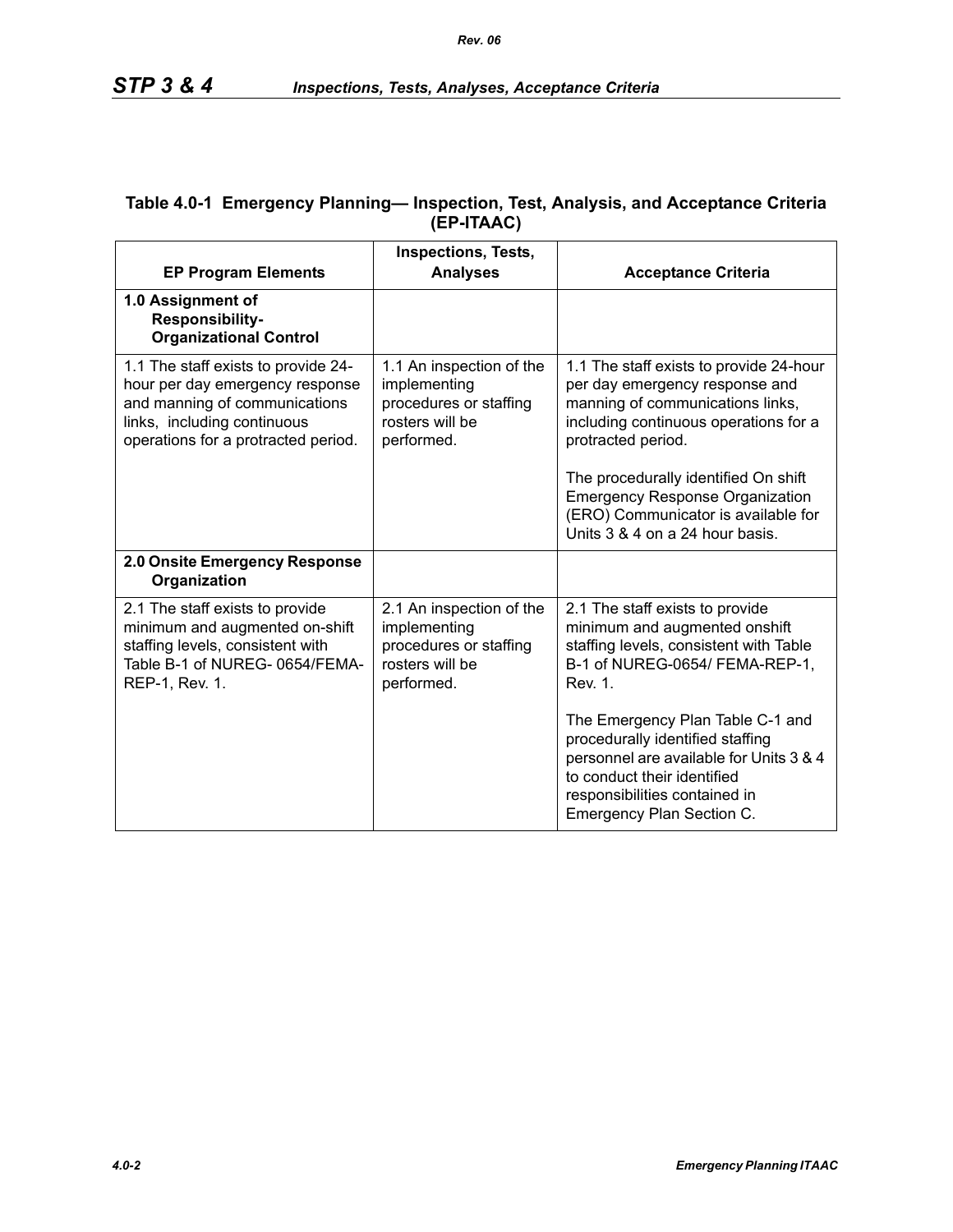## Table 4.0-1 Emergency Planning— Inspection, Test, Analysis, and Acceptance Criteria (EP-ITAAC)

| EP Program Elements | Inspections, Tests, Analyses | Acceptance Criteria |
|---|---|---|
| **1.0 Assignment of Responsibility-Organizational Control** | | |
| 1.1 The staff exists to provide 24-hour per day emergency response and manning of communications links, including continuous operations for a protracted period. | 1.1 An inspection of the implementing procedures or staffing rosters will be performed. | 1.1 The staff exists to provide 24-hour per day emergency response and manning of communications links, including continuous operations for a protracted period.<br><br>The procedurally identified On shift Emergency Response Organization (ERO) Communicator is available for Units 3 & 4 on a 24 hour basis. |
| **2.0 Onsite Emergency Response Organization** | | |
| 2.1 The staff exists to provide minimum and augmented on-shift staffing levels, consistent with Table B-1 of NUREG- 0654/FEMA-REP-1, Rev. 1. | 2.1 An inspection of the implementing procedures or staffing rosters will be performed. | 2.1 The staff exists to provide minimum and augmented onshift staffing levels, consistent with Table B-1 of NUREG-0654/ FEMA-REP-1, Rev. 1.<br><br>The Emergency Plan Table C-1 and procedurally identified staffing personnel are available for Units 3 & 4 to conduct their identified responsibilities contained in Emergency Plan Section C. |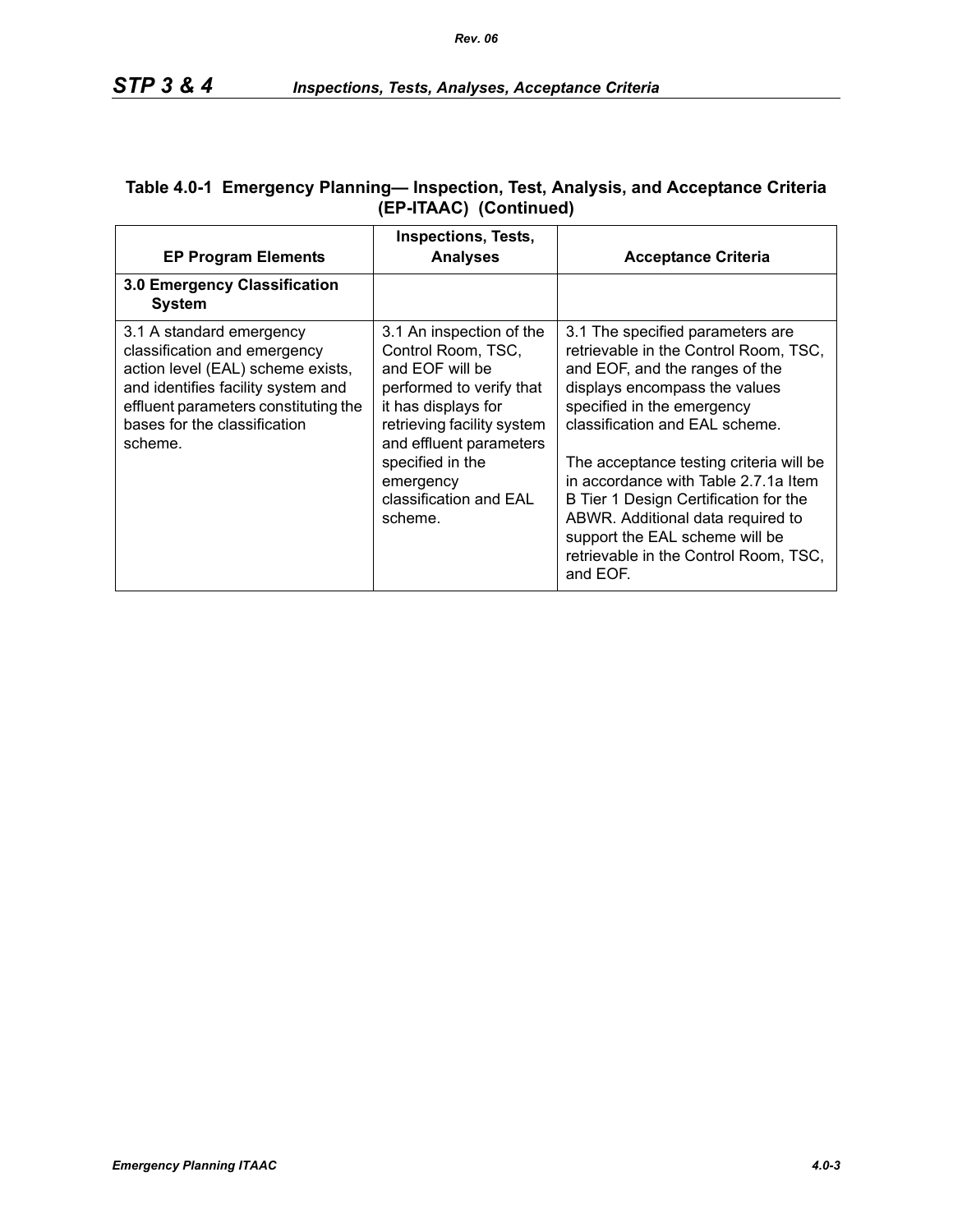**Table 4.0-1 Emergency Planning— Inspection, Test, Analysis, and Acceptance Criteria (EP-ITAAC) (Continued)**

| EP Program Elements | Inspections, Tests, Analyses | Acceptance Criteria |
|---|---|---|
| **3.0 Emergency Classification System** | | |
| 3.1 A standard emergency classification and emergency action level (EAL) scheme exists, and identifies facility system and effluent parameters constituting the bases for the classification scheme. | 3.1 An inspection of the Control Room, TSC, and EOF will be performed to verify that it has displays for retrieving facility system and effluent parameters specified in the emergency classification and EAL scheme. | 3.1 The specified parameters are retrievable in the Control Room, TSC, and EOF, and the ranges of the displays encompass the values specified in the emergency classification and EAL scheme.<br><br>The acceptance testing criteria will be in accordance with Table 2.7.1a Item B Tier 1 Design Certification for the ABWR. Additional data required to support the EAL scheme will be retrievable in the Control Room, TSC, and EOF. |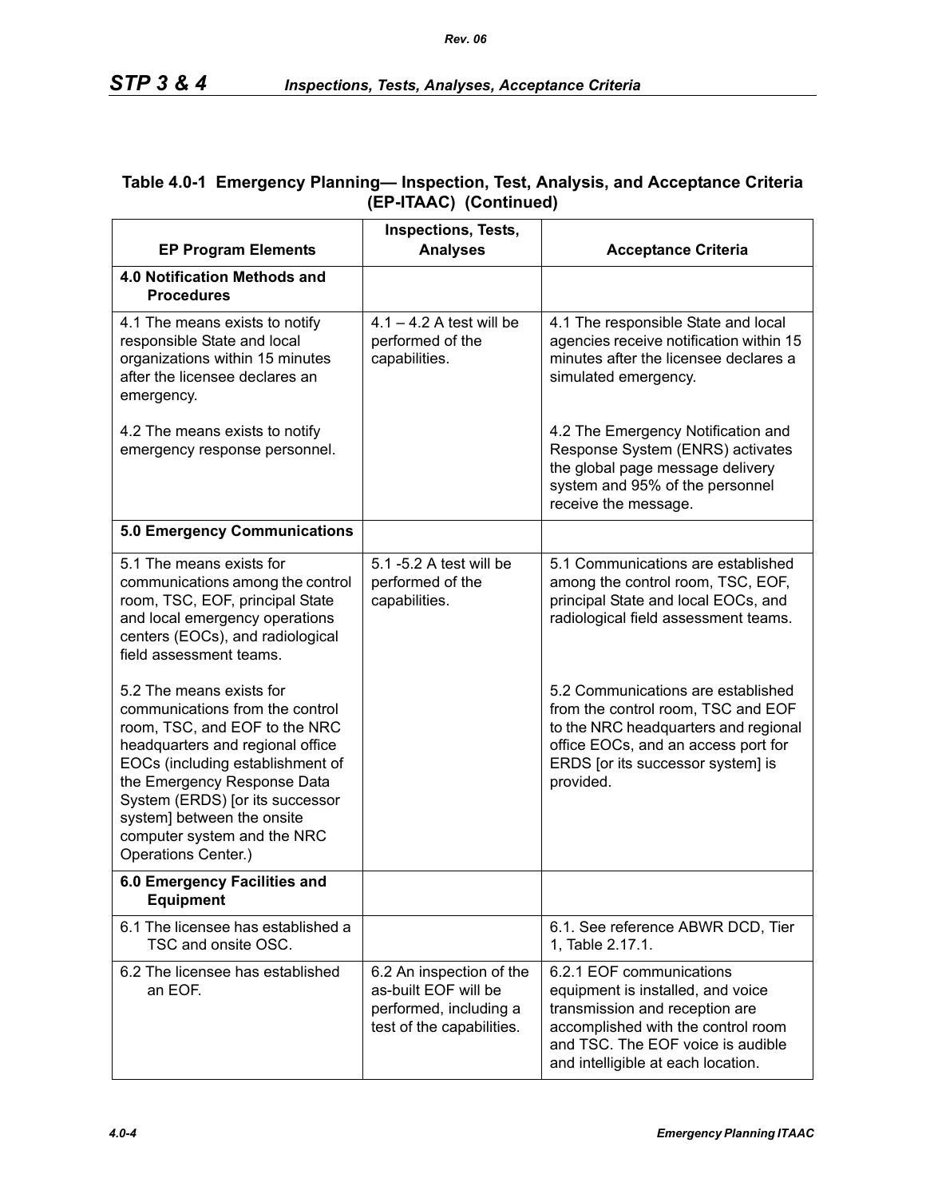## Table 4.0-1 Emergency Planning— Inspection, Test, Analysis, and Acceptance Criteria (EP-ITAAC) (Continued)

| EP Program Elements | Inspections, Tests, Analyses | Acceptance Criteria |
|---|---|---|
| **4.0 Notification Methods and Procedures** | | |
| 4.1 The means exists to notify responsible State and local organizations within 15 minutes after the licensee declares an emergency.<br><br>4.2 The means exists to notify emergency response personnel. | 4.1 – 4.2 A test will be performed of the capabilities. | 4.1 The responsible State and local agencies receive notification within 15 minutes after the licensee declares a simulated emergency.<br><br>4.2 The Emergency Notification and Response System (ENRS) activates the global page message delivery system and 95% of the personnel receive the message. |
| **5.0 Emergency Communications** | | |
| 5.1 The means exists for communications among the control room, TSC, EOF, principal State and local emergency operations centers (EOCs), and radiological field assessment teams.<br><br>5.2 The means exists for communications from the control room, TSC, and EOF to the NRC headquarters and regional office EOCs (including establishment of the Emergency Response Data System (ERDS) [or its successor system] between the onsite computer system and the NRC Operations Center.) | 5.1 -5.2 A test will be performed of the capabilities. | 5.1 Communications are established among the control room, TSC, EOF, principal State and local EOCs, and radiological field assessment teams.<br><br>5.2 Communications are established from the control room, TSC and EOF to the NRC headquarters and regional office EOCs, and an access port for ERDS [or its successor system] is provided. |
| **6.0 Emergency Facilities and Equipment** | | |
| 6.1 The licensee has established a TSC and onsite OSC. | | 6.1. See reference ABWR DCD, Tier 1, Table 2.17.1. |
| 6.2 The licensee has established an EOF. | 6.2 An inspection of the as-built EOF will be performed, including a test of the capabilities. | 6.2.1 EOF communications equipment is installed, and voice transmission and reception are accomplished with the control room and TSC. The EOF voice is audible and intelligible at each location. |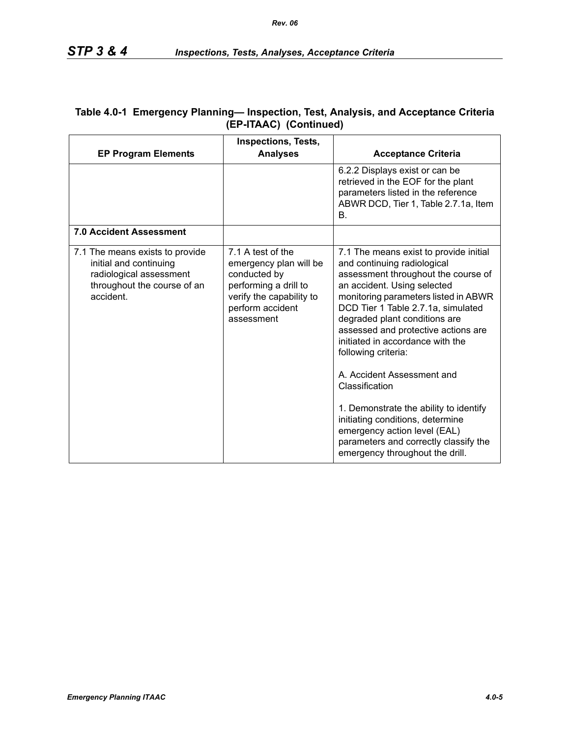**Table 4.0-1 Emergency Planning— Inspection, Test, Analysis, and Acceptance Criteria (EP-ITAAC) (Continued)**

| EP Program Elements | Inspections, Tests, Analyses | Acceptance Criteria |
|---|---|---|
| | | 6.2.2 Displays exist or can be retrieved in the EOF for the plant parameters listed in the reference ABWR DCD, Tier 1, Table 2.7.1a, Item B. |
| **7.0 Accident Assessment** | | |
| 7.1 The means exists to provide initial and continuing radiological assessment throughout the course of an accident. | 7.1 A test of the emergency plan will be conducted by performing a drill to verify the capability to perform accident assessment | 7.1 The means exist to provide initial and continuing radiological assessment throughout the course of an accident. Using selected monitoring parameters listed in ABWR DCD Tier 1 Table 2.7.1a, simulated degraded plant conditions are assessed and protective actions are initiated in accordance with the following criteria:<br><br>A. Accident Assessment and Classification<br><br>1. Demonstrate the ability to identify initiating conditions, determine emergency action level (EAL) parameters and correctly classify the emergency throughout the drill. |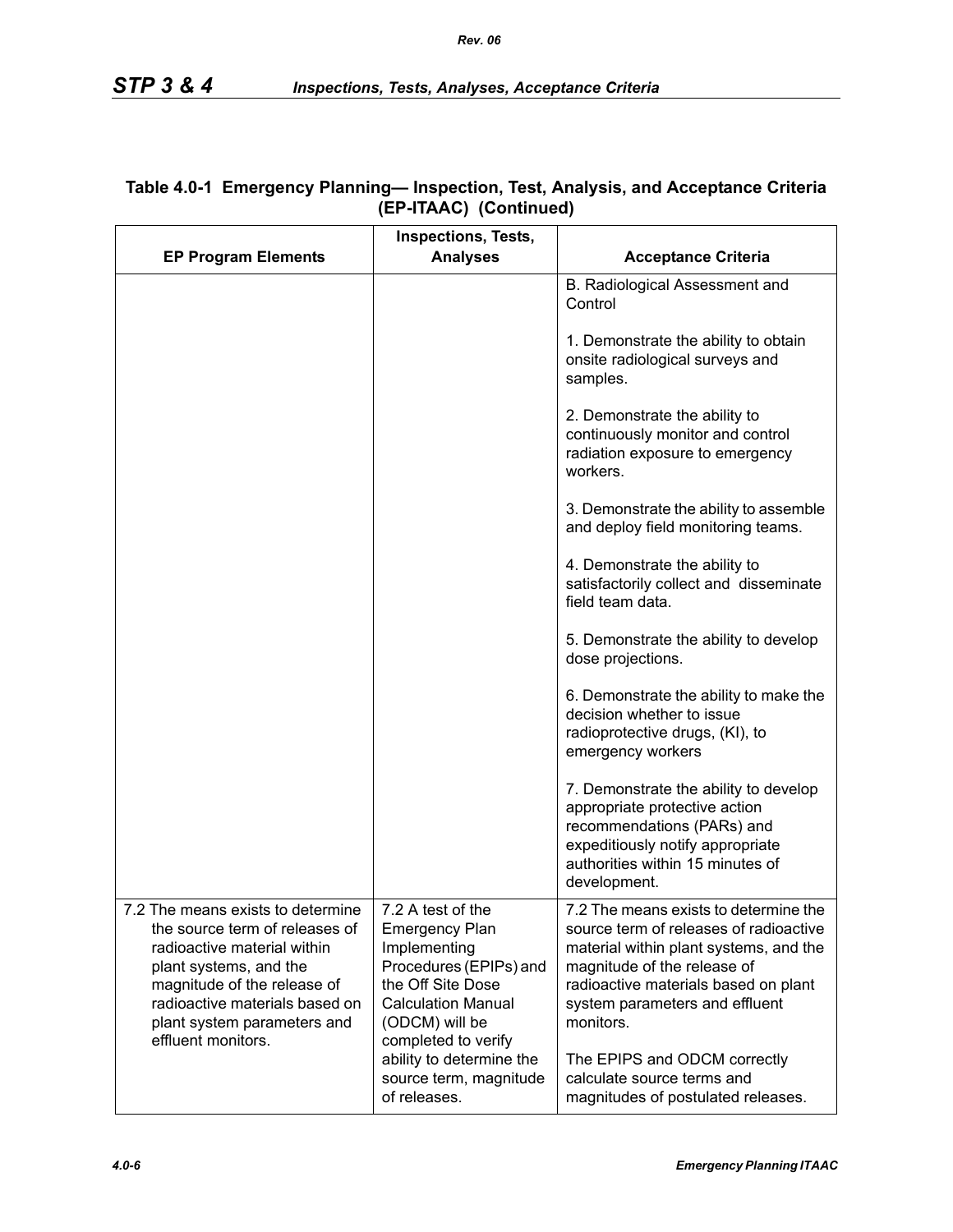## Table 4.0-1 Emergency Planning— Inspection, Test, Analysis, and Acceptance Criteria (EP-ITAAC) (Continued)

| EP Program Elements | Inspections, Tests, Analyses | Acceptance Criteria |
|---|---|---|
| | | B. Radiological Assessment and Control<br><br>1. Demonstrate the ability to obtain onsite radiological surveys and samples.<br><br>2. Demonstrate the ability to continuously monitor and control radiation exposure to emergency workers.<br><br>3. Demonstrate the ability to assemble and deploy field monitoring teams.<br><br>4. Demonstrate the ability to satisfactorily collect and disseminate field team data.<br><br>5. Demonstrate the ability to develop dose projections.<br><br>6. Demonstrate the ability to make the decision whether to issue radioprotective drugs, (KI), to emergency workers<br><br>7. Demonstrate the ability to develop appropriate protective action recommendations (PARs) and expeditiously notify appropriate authorities within 15 minutes of development. |
| 7.2 The means exists to determine the source term of releases of radioactive material within plant systems, and the magnitude of the release of radioactive materials based on plant system parameters and effluent monitors. | 7.2 A test of the Emergency Plan Implementing Procedures (EPIPs) and the Off Site Dose Calculation Manual (ODCM) will be completed to verify ability to determine the source term, magnitude of releases. | 7.2 The means exists to determine the source term of releases of radioactive material within plant systems, and the magnitude of the release of radioactive materials based on plant system parameters and effluent monitors.<br><br>The EPIPS and ODCM correctly calculate source terms and magnitudes of postulated releases. |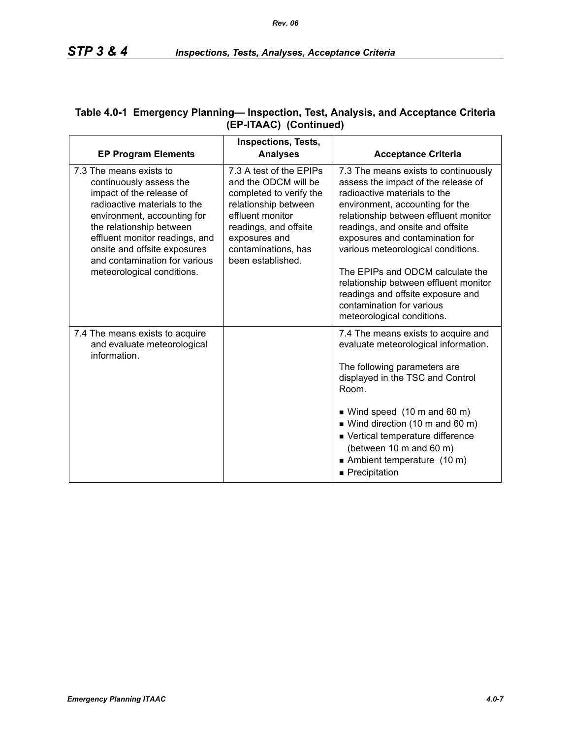**Table 4.0-1 Emergency Planning— Inspection, Test, Analysis, and Acceptance Criteria (EP-ITAAC) (Continued)**

| EP Program Elements | Inspections, Tests, Analyses | Acceptance Criteria |
|---|---|---|
| 7.3 The means exists to continuously assess the impact of the release of radioactive materials to the environment, accounting for the relationship between effluent monitor readings, and onsite and offsite exposures and contamination for various meteorological conditions. | 7.3 A test of the EPIPs and the ODCM will be completed to verify the relationship between effluent monitor readings, and offsite exposures and contaminations, has been established. | 7.3 The means exists to continuously assess the impact of the release of radioactive materials to the environment, accounting for the relationship between effluent monitor readings, and onsite and offsite exposures and contamination for various meteorological conditions.<br><br>The EPIPs and ODCM calculate the relationship between effluent monitor readings and offsite exposure and contamination for various meteorological conditions. |
| 7.4 The means exists to acquire and evaluate meteorological information. | | 7.4 The means exists to acquire and evaluate meteorological information.<br><br>The following parameters are displayed in the TSC and Control Room.<br><br>■ Wind speed (10 m and 60 m)<br>■ Wind direction (10 m and 60 m)<br>■ Vertical temperature difference (between 10 m and 60 m)<br>■ Ambient temperature (10 m)<br>■ Precipitation |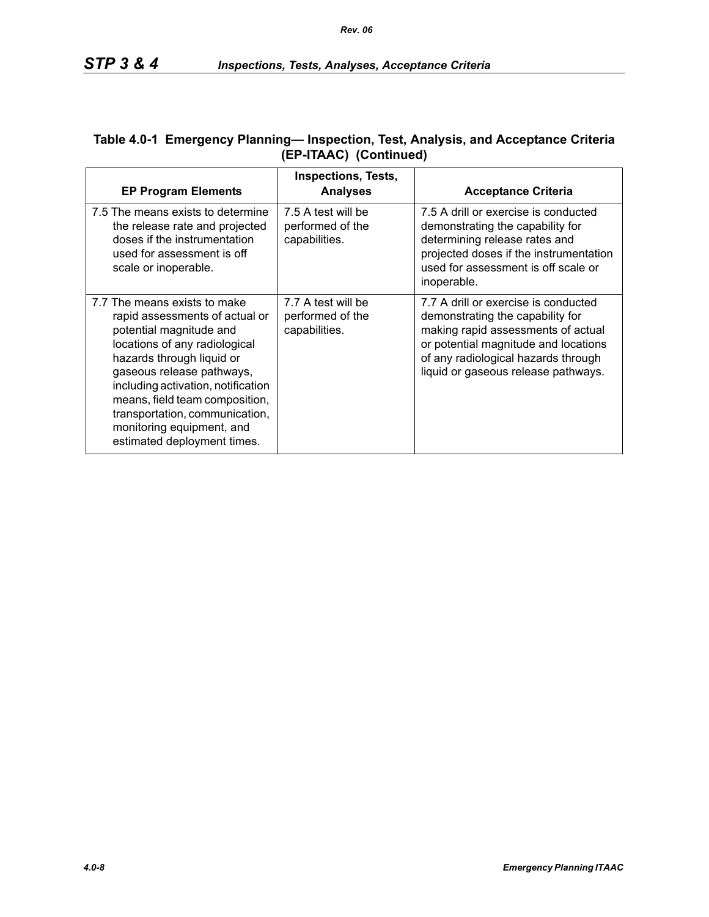**Table 4.0-1 Emergency Planning— Inspection, Test, Analysis, and Acceptance Criteria (EP-ITAAC) (Continued)**

| EP Program Elements | Inspections, Tests, Analyses | Acceptance Criteria |
|---|---|---|
| 7.5 The means exists to determine the release rate and projected doses if the instrumentation used for assessment is off scale or inoperable. | 7.5 A test will be performed of the capabilities. | 7.5 A drill or exercise is conducted demonstrating the capability for determining release rates and projected doses if the instrumentation used for assessment is off scale or inoperable. |
| 7.7 The means exists to make rapid assessments of actual or potential magnitude and locations of any radiological hazards through liquid or gaseous release pathways, including activation, notification means, field team composition, transportation, communication, monitoring equipment, and estimated deployment times. | 7.7 A test will be performed of the capabilities. | 7.7 A drill or exercise is conducted demonstrating the capability for making rapid assessments of actual or potential magnitude and locations of any radiological hazards through liquid or gaseous release pathways. |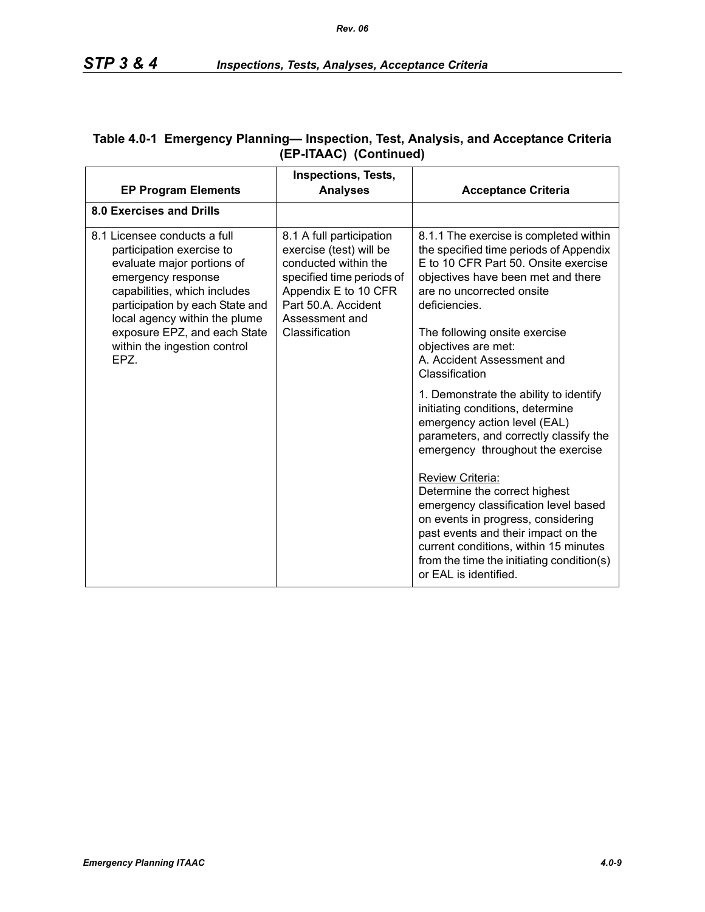**Table 4.0-1 Emergency Planning— Inspection, Test, Analysis, and Acceptance Criteria (EP-ITAAC) (Continued)**

| EP Program Elements | Inspections, Tests, Analyses | Acceptance Criteria |
|---|---|---|
| **8.0 Exercises and Drills** | | |
| 8.1 Licensee conducts a full participation exercise to evaluate major portions of emergency response capabilities, which includes participation by each State and local agency within the plume exposure EPZ, and each State within the ingestion control EPZ. | 8.1 A full participation exercise (test) will be conducted within the specified time periods of Appendix E to 10 CFR Part 50.A. Accident Assessment and Classification | 8.1.1 The exercise is completed within the specified time periods of Appendix E to 10 CFR Part 50. Onsite exercise objectives have been met and there are no uncorrected onsite deficiencies.<br><br>The following onsite exercise objectives are met:<br>A. Accident Assessment and Classification<br><br>1. Demonstrate the ability to identify initiating conditions, determine emergency action level (EAL) parameters, and correctly classify the emergency throughout the exercise<br><br>Review Criteria:<br>Determine the correct highest emergency classification level based on events in progress, considering past events and their impact on the current conditions, within 15 minutes from the time the initiating condition(s) or EAL is identified. |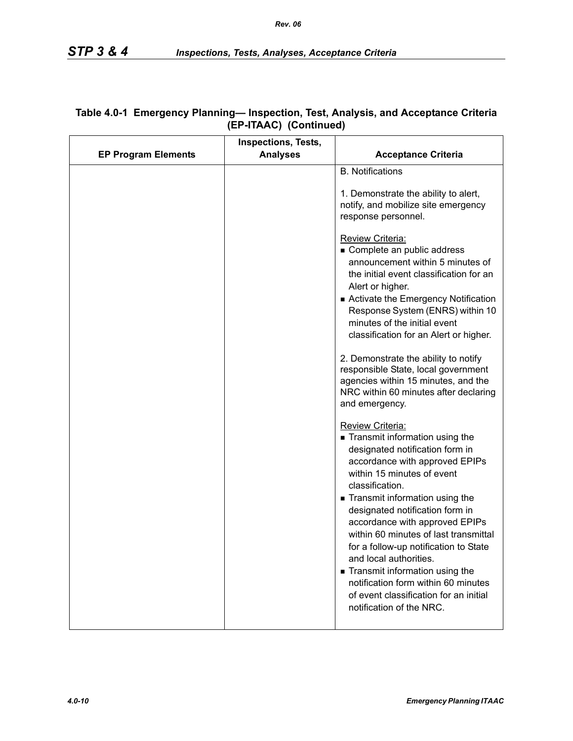**Table 4.0-1 Emergency Planning— Inspection, Test, Analysis, and Acceptance Criteria (EP-ITAAC) (Continued)**

| EP Program Elements | Inspections, Tests, Analyses | Acceptance Criteria |
|---|---|---|
| | | B. Notifications<br><br>1. Demonstrate the ability to alert, notify, and mobilize site emergency response personnel.<br><br>Review Criteria:<br>■ Complete an public address announcement within 5 minutes of the initial event classification for an Alert or higher.<br>■ Activate the Emergency Notification Response System (ENRS) within 10 minutes of the initial event classification for an Alert or higher.<br><br>2. Demonstrate the ability to notify responsible State, local government agencies within 15 minutes, and the NRC within 60 minutes after declaring and emergency.<br><br>Review Criteria:<br>■ Transmit information using the designated notification form in accordance with approved EPIPs within 15 minutes of event classification.<br>■ Transmit information using the designated notification form in accordance with approved EPIPs within 60 minutes of last transmittal for a follow-up notification to State and local authorities.<br>■ Transmit information using the notification form within 60 minutes of event classification for an initial notification of the NRC. |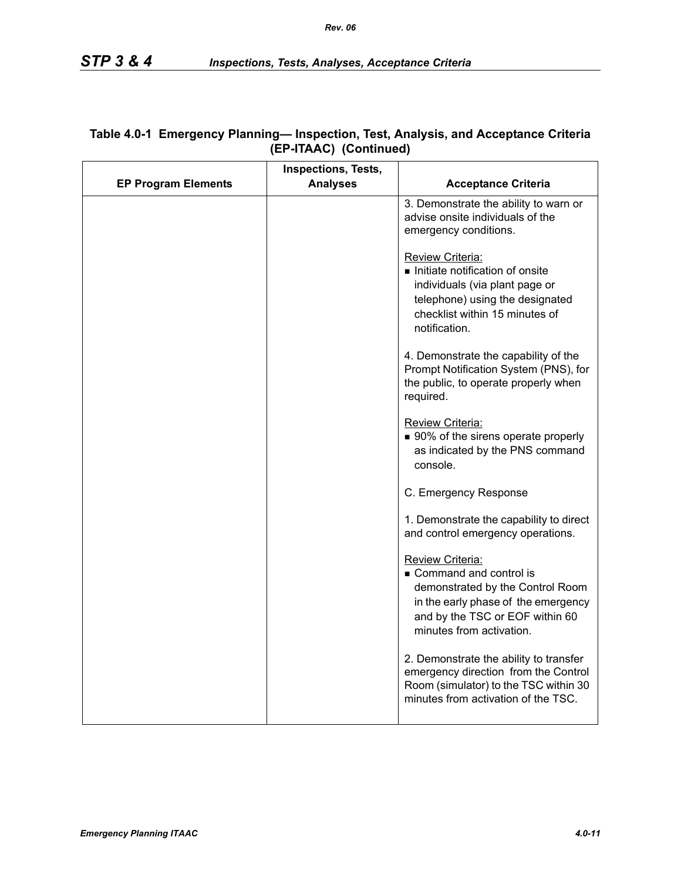**Table 4.0-1 Emergency Planning— Inspection, Test, Analysis, and Acceptance Criteria (EP-ITAAC) (Continued)**

| EP Program Elements | Inspections, Tests, Analyses | Acceptance Criteria |
|---|---|---|
| | | 3. Demonstrate the ability to warn or advise onsite individuals of the emergency conditions.<br><br>Review Criteria:<br>■ Initiate notification of onsite individuals (via plant page or telephone) using the designated checklist within 15 minutes of notification.<br><br>4. Demonstrate the capability of the Prompt Notification System (PNS), for the public, to operate properly when required.<br><br>Review Criteria:<br>■ 90% of the sirens operate properly as indicated by the PNS command console.<br><br>C. Emergency Response<br><br>1. Demonstrate the capability to direct and control emergency operations.<br><br>Review Criteria:<br>■ Command and control is demonstrated by the Control Room in the early phase of the emergency and by the TSC or EOF within 60 minutes from activation.<br><br>2. Demonstrate the ability to transfer emergency direction from the Control Room (simulator) to the TSC within 30 minutes from activation of the TSC. |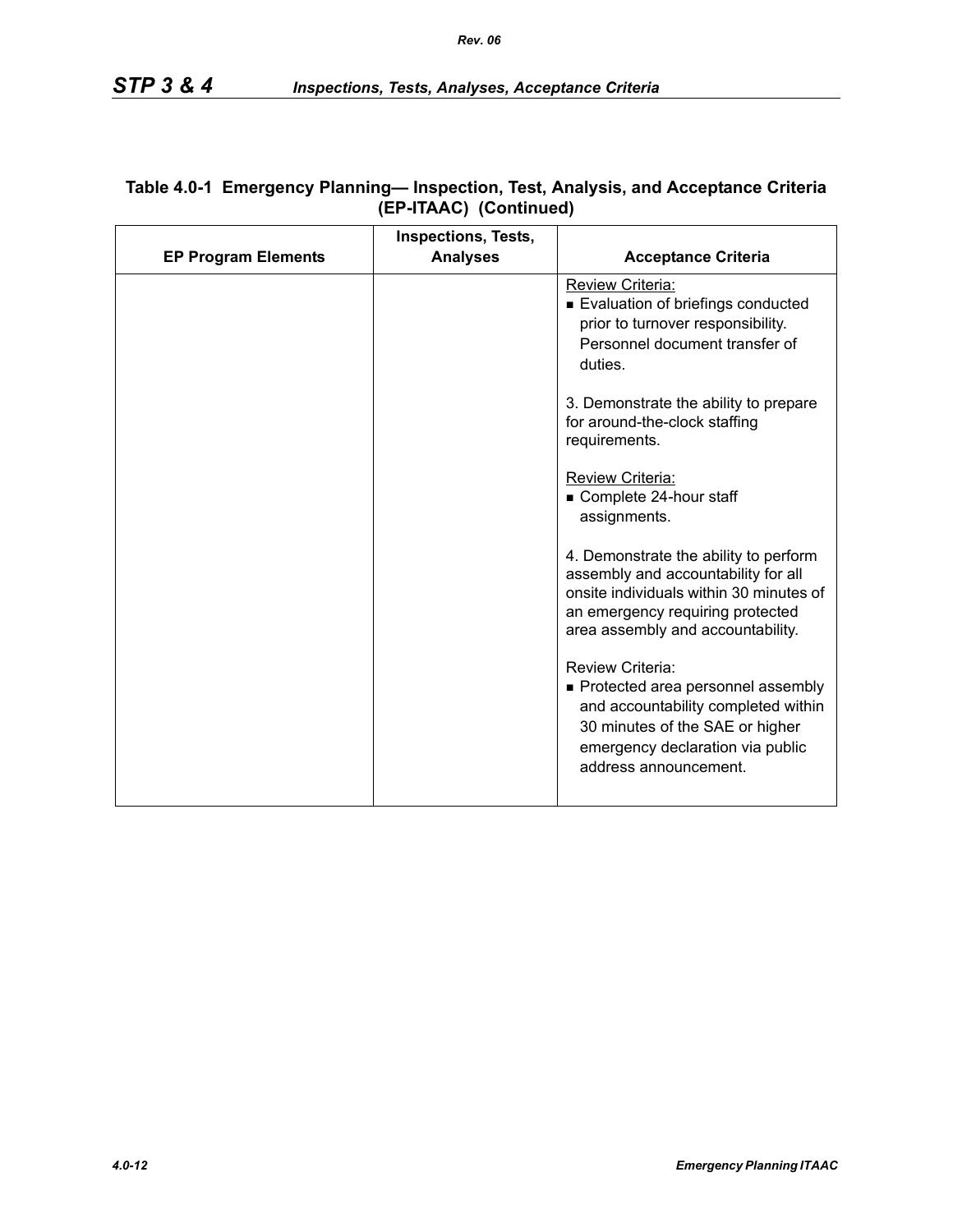**Table 4.0-1 Emergency Planning— Inspection, Test, Analysis, and Acceptance Criteria (EP-ITAAC) (Continued)**

| EP Program Elements | Inspections, Tests, Analyses | Acceptance Criteria |
|---|---|---|
| | | Review Criteria:<br>■ Evaluation of briefings conducted prior to turnover responsibility. Personnel document transfer of duties.<br><br>3. Demonstrate the ability to prepare for around-the-clock staffing requirements.<br><br>Review Criteria:<br>■ Complete 24-hour staff assignments.<br><br>4. Demonstrate the ability to perform assembly and accountability for all onsite individuals within 30 minutes of an emergency requiring protected area assembly and accountability.<br><br>Review Criteria:<br>■ Protected area personnel assembly and accountability completed within 30 minutes of the SAE or higher emergency declaration via public address announcement. |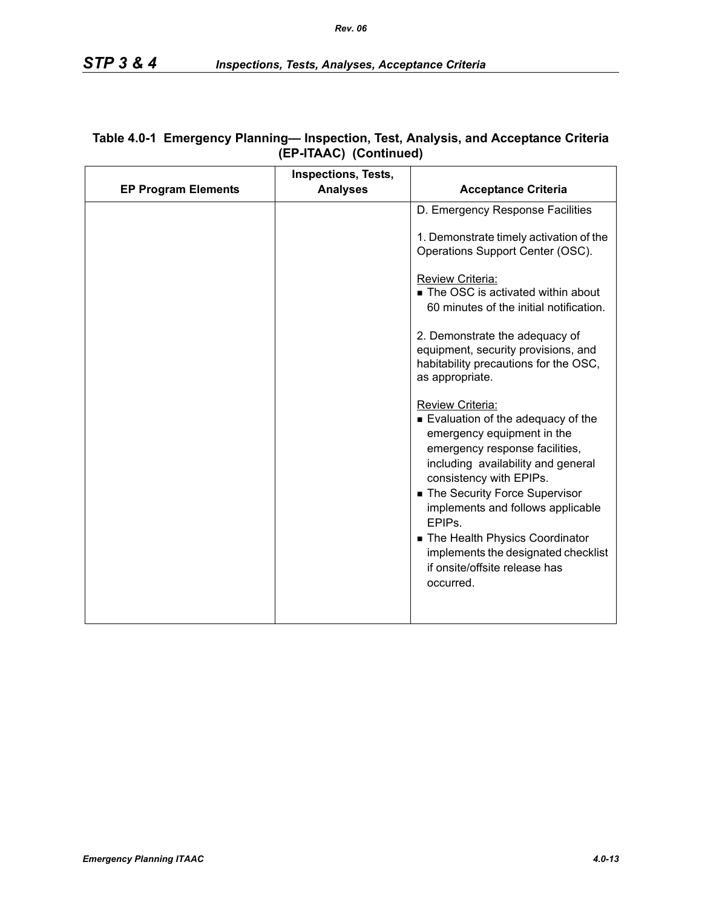**Table 4.0-1 Emergency Planning— Inspection, Test, Analysis, and Acceptance Criteria (EP-ITAAC) (Continued)**

| EP Program Elements | Inspections, Tests, Analyses | Acceptance Criteria |
|---|---|---|
| | | D. Emergency Response Facilities<br><br>1. Demonstrate timely activation of the Operations Support Center (OSC).<br><br>Review Criteria:<br>■ The OSC is activated within about 60 minutes of the initial notification.<br><br>2. Demonstrate the adequacy of equipment, security provisions, and habitability precautions for the OSC, as appropriate.<br><br>Review Criteria:<br>■ Evaluation of the adequacy of the emergency equipment in the emergency response facilities, including availability and general consistency with EPIPs.<br>■ The Security Force Supervisor implements and follows applicable EPIPs.<br>■ The Health Physics Coordinator implements the designated checklist if onsite/offsite release has occurred. |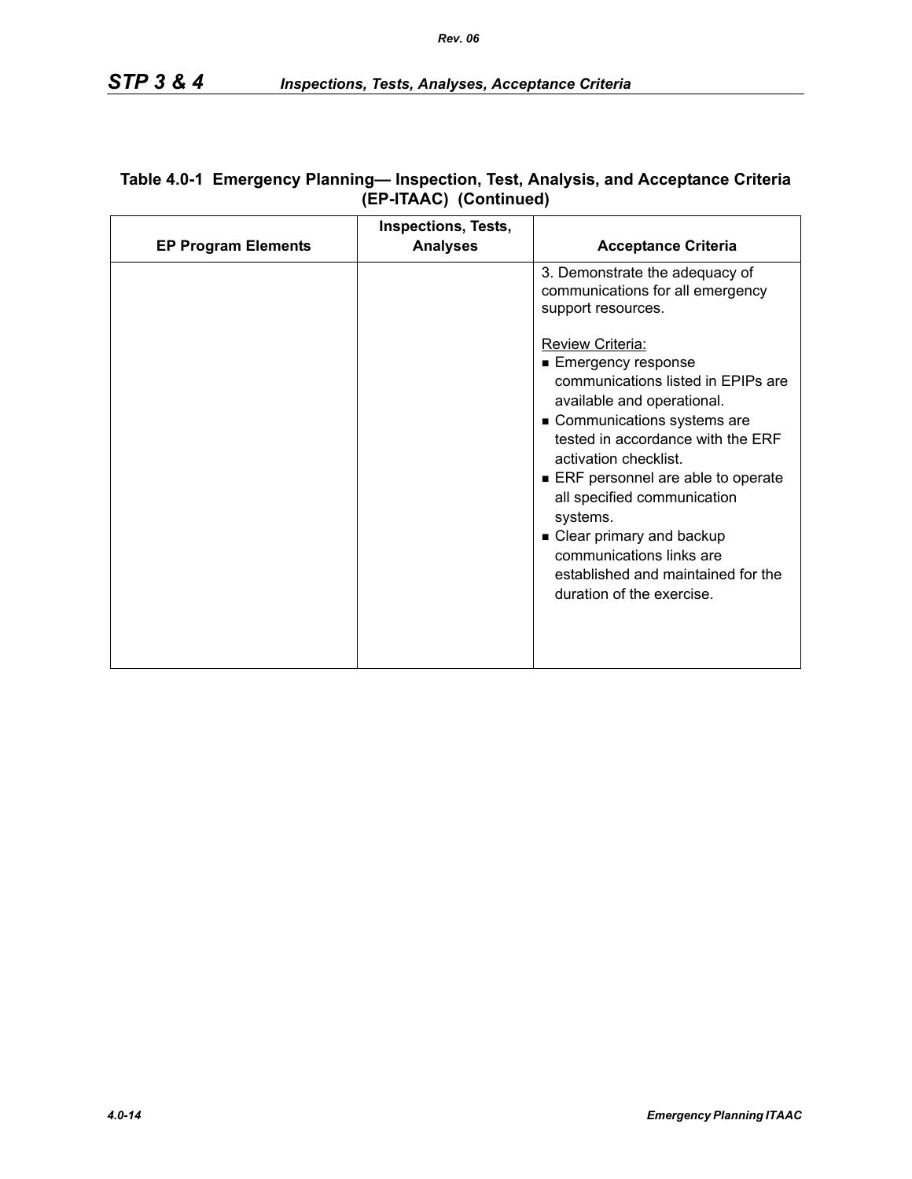**Table 4.0-1 Emergency Planning— Inspection, Test, Analysis, and Acceptance Criteria (EP-ITAAC) (Continued)**

| EP Program Elements | Inspections, Tests, Analyses | Acceptance Criteria |
|---|---|---|
| | | 3. Demonstrate the adequacy of communications for all emergency support resources.<br><br>Review Criteria:<br>■ Emergency response communications listed in EPIPs are available and operational.<br>■ Communications systems are tested in accordance with the ERF activation checklist.<br>■ ERF personnel are able to operate all specified communication systems.<br>■ Clear primary and backup communications links are established and maintained for the duration of the exercise. |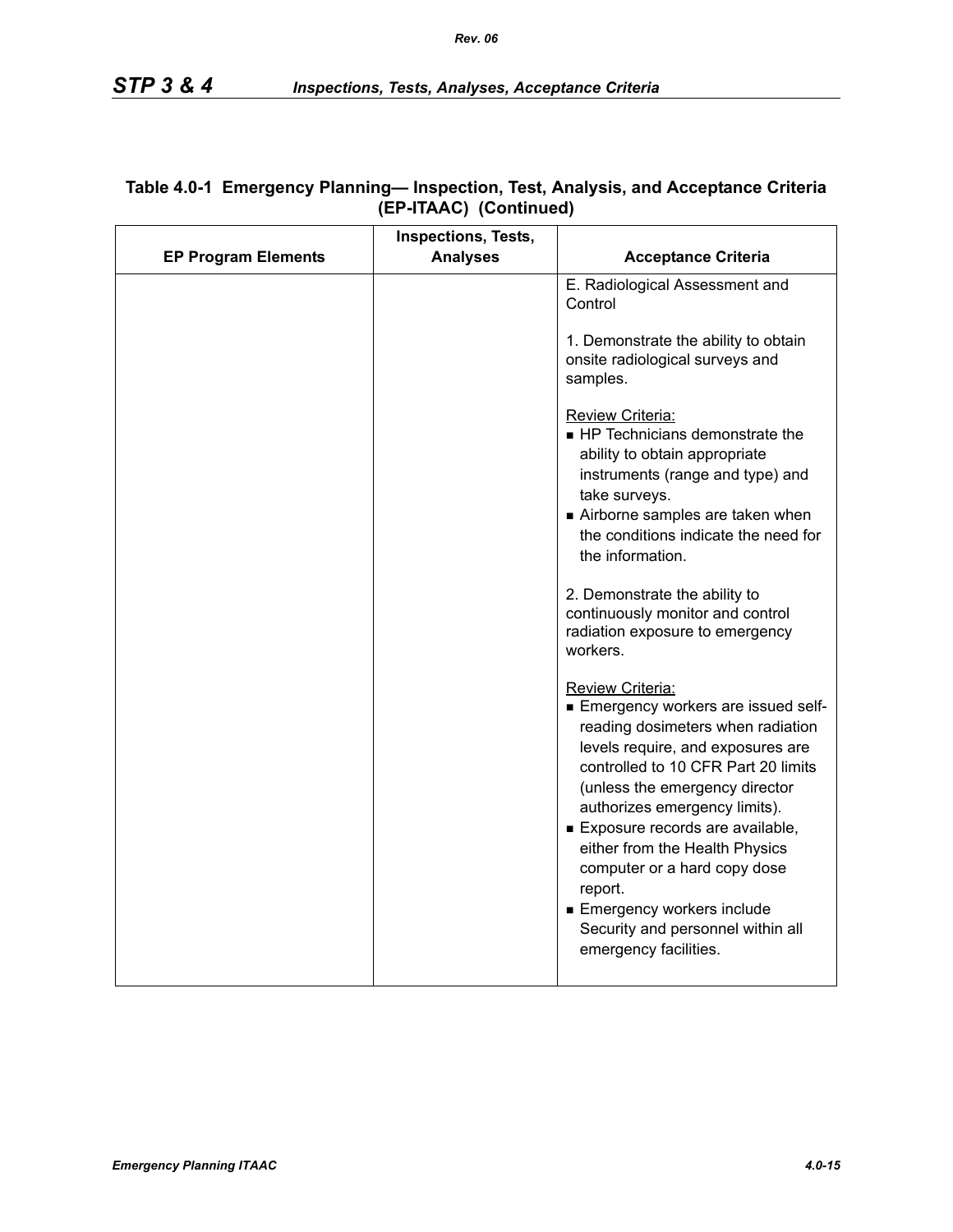**Table 4.0-1 Emergency Planning— Inspection, Test, Analysis, and Acceptance Criteria (EP-ITAAC) (Continued)**

| EP Program Elements | Inspections, Tests, Analyses | Acceptance Criteria |
|---|---|---|
| | | E. Radiological Assessment and Control<br><br>1. Demonstrate the ability to obtain onsite radiological surveys and samples.<br><br>Review Criteria:<br>■ HP Technicians demonstrate the ability to obtain appropriate instruments (range and type) and take surveys.<br>■ Airborne samples are taken when the conditions indicate the need for the information.<br><br>2. Demonstrate the ability to continuously monitor and control radiation exposure to emergency workers.<br><br>Review Criteria:<br>■ Emergency workers are issued self-reading dosimeters when radiation levels require, and exposures are controlled to 10 CFR Part 20 limits (unless the emergency director authorizes emergency limits).<br>■ Exposure records are available, either from the Health Physics computer or a hard copy dose report.<br>■ Emergency workers include Security and personnel within all emergency facilities. |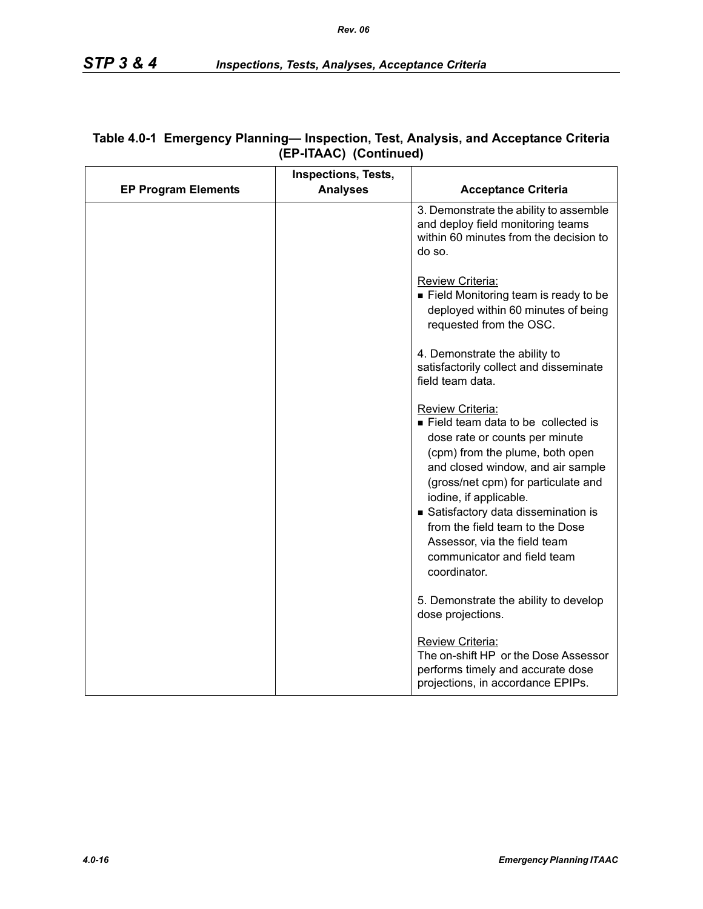**Table 4.0-1 Emergency Planning— Inspection, Test, Analysis, and Acceptance Criteria (EP-ITAAC) (Continued)**

| EP Program Elements | Inspections, Tests, Analyses | Acceptance Criteria |
|---|---|---|
| | | 3. Demonstrate the ability to assemble and deploy field monitoring teams within 60 minutes from the decision to do so.<br><br>Review Criteria:<br>■ Field Monitoring team is ready to be deployed within 60 minutes of being requested from the OSC.<br><br>4. Demonstrate the ability to satisfactorily collect and disseminate field team data.<br><br>Review Criteria:<br>■ Field team data to be collected is dose rate or counts per minute (cpm) from the plume, both open and closed window, and air sample (gross/net cpm) for particulate and iodine, if applicable.<br>■ Satisfactory data dissemination is from the field team to the Dose Assessor, via the field team communicator and field team coordinator.<br><br>5. Demonstrate the ability to develop dose projections.<br><br>Review Criteria:<br>The on-shift HP or the Dose Assessor performs timely and accurate dose projections, in accordance EPIPs. |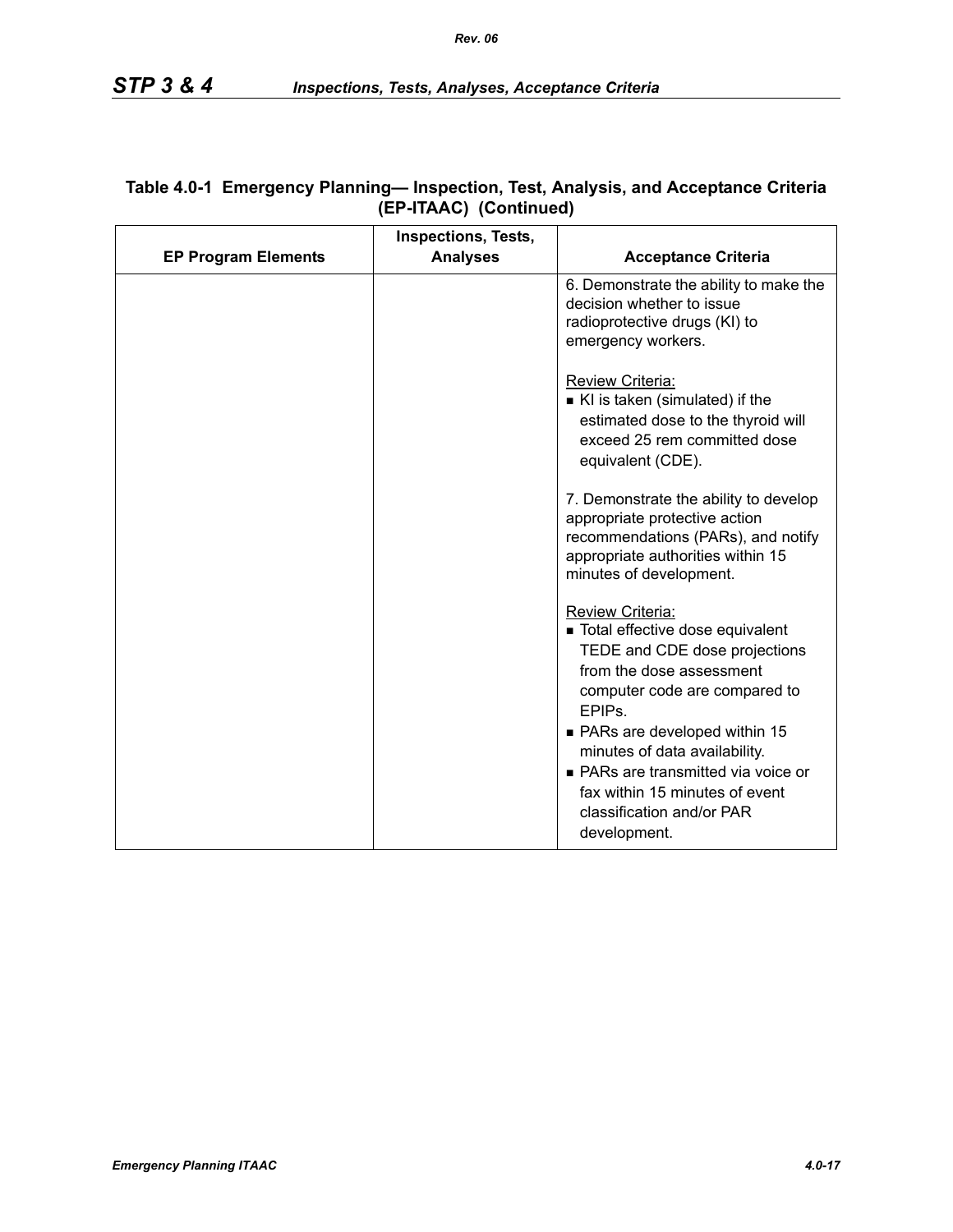**Table 4.0-1 Emergency Planning— Inspection, Test, Analysis, and Acceptance Criteria (EP-ITAAC) (Continued)**

| EP Program Elements | Inspections, Tests, Analyses | Acceptance Criteria |
|---|---|---|
| | | 6. Demonstrate the ability to make the decision whether to issue radioprotective drugs (KI) to emergency workers.<br><br><u>Review Criteria:</u><br>■ KI is taken (simulated) if the estimated dose to the thyroid will exceed 25 rem committed dose equivalent (CDE).<br><br>7. Demonstrate the ability to develop appropriate protective action recommendations (PARs), and notify appropriate authorities within 15 minutes of development.<br><br><u>Review Criteria:</u><br>■ Total effective dose equivalent TEDE and CDE dose projections from the dose assessment computer code are compared to EPIPs.<br>■ PARs are developed within 15 minutes of data availability.<br>■ PARs are transmitted via voice or fax within 15 minutes of event classification and/or PAR development. |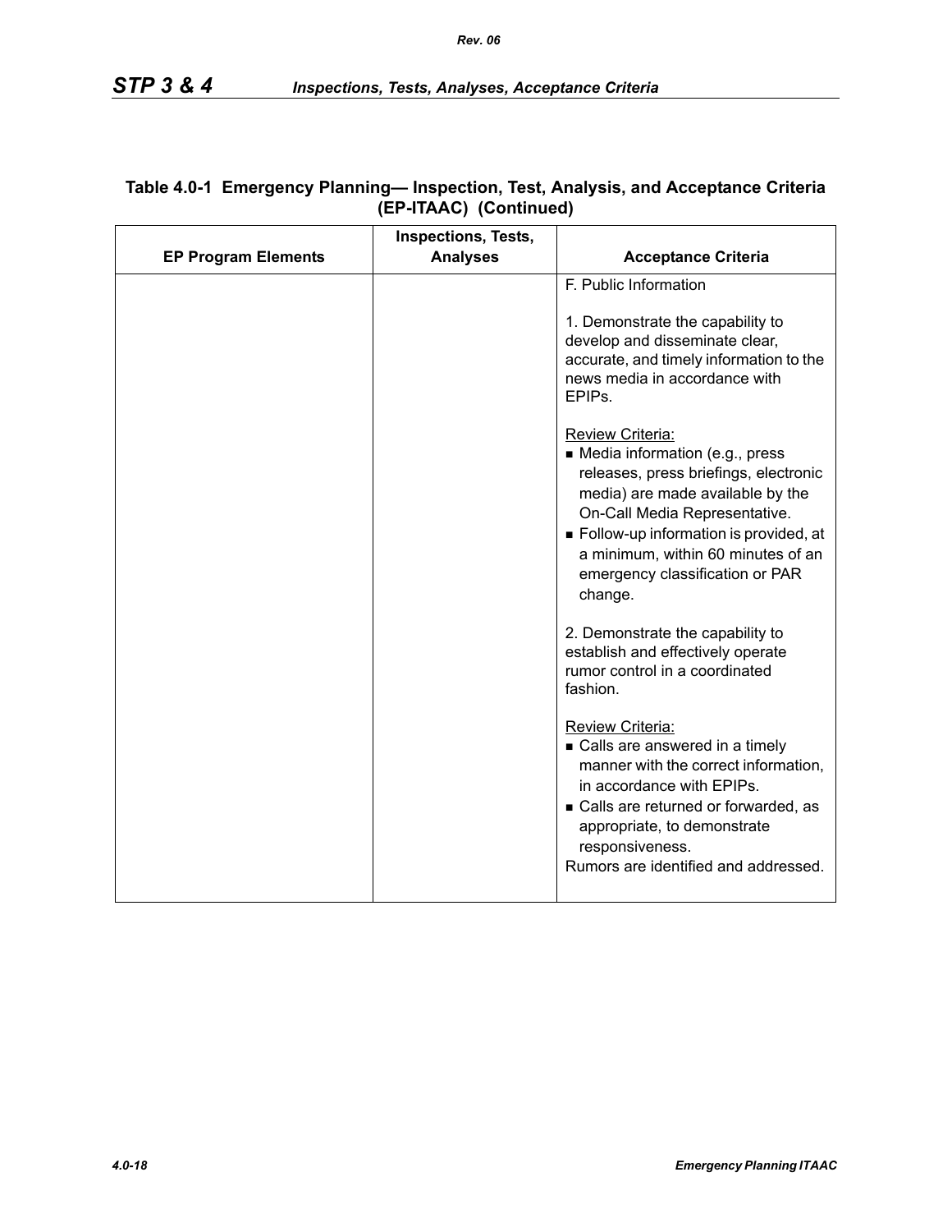**Table 4.0-1 Emergency Planning— Inspection, Test, Analysis, and Acceptance Criteria (EP-ITAAC) (Continued)**

| EP Program Elements | Inspections, Tests, Analyses | Acceptance Criteria |
|---|---|---|
| | | F. Public Information<br><br>1. Demonstrate the capability to develop and disseminate clear, accurate, and timely information to the news media in accordance with EPIPs.<br><br><u>Review Criteria:</u><br>■ Media information (e.g., press releases, press briefings, electronic media) are made available by the On-Call Media Representative.<br>■ Follow-up information is provided, at a minimum, within 60 minutes of an emergency classification or PAR change.<br><br>2. Demonstrate the capability to establish and effectively operate rumor control in a coordinated fashion.<br><br><u>Review Criteria:</u><br>■ Calls are answered in a timely manner with the correct information, in accordance with EPIPs.<br>■ Calls are returned or forwarded, as appropriate, to demonstrate responsiveness.<br>Rumors are identified and addressed. |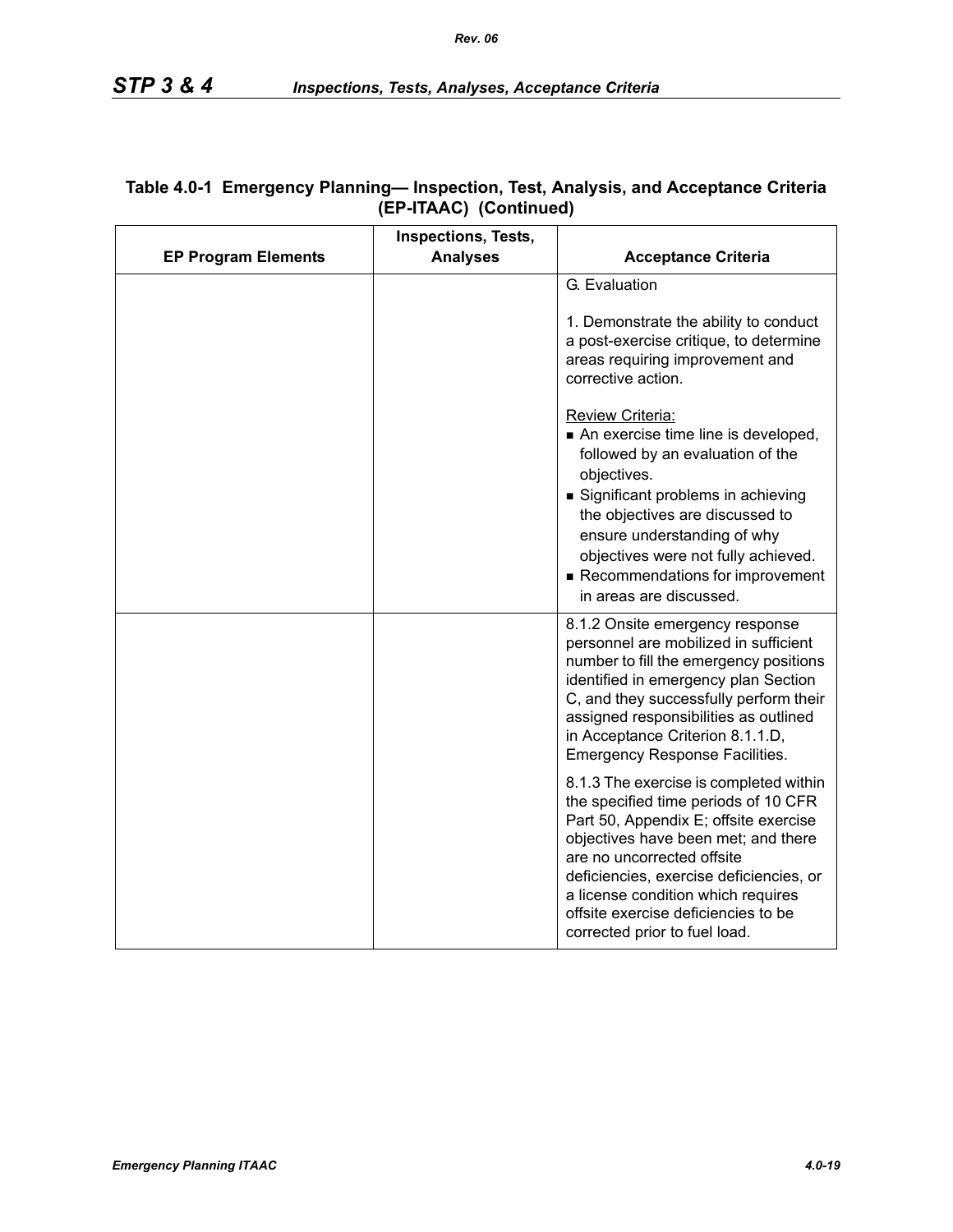**Table 4.0-1 Emergency Planning— Inspection, Test, Analysis, and Acceptance Criteria (EP-ITAAC) (Continued)**

| EP Program Elements | Inspections, Tests, Analyses | Acceptance Criteria |
|---|---|---|
| | | G. Evaluation<br><br>1. Demonstrate the ability to conduct a post-exercise critique, to determine areas requiring improvement and corrective action.<br><br><u>Review Criteria:</u><br>■ An exercise time line is developed, followed by an evaluation of the objectives.<br>■ Significant problems in achieving the objectives are discussed to ensure understanding of why objectives were not fully achieved.<br>■ Recommendations for improvement in areas are discussed. |
| | | 8.1.2 Onsite emergency response personnel are mobilized in sufficient number to fill the emergency positions identified in emergency plan Section C, and they successfully perform their assigned responsibilities as outlined in Acceptance Criterion 8.1.1.D, Emergency Response Facilities.<br><br>8.1.3 The exercise is completed within the specified time periods of 10 CFR Part 50, Appendix E; offsite exercise objectives have been met; and there are no uncorrected offsite deficiencies, exercise deficiencies, or a license condition which requires offsite exercise deficiencies to be corrected prior to fuel load. |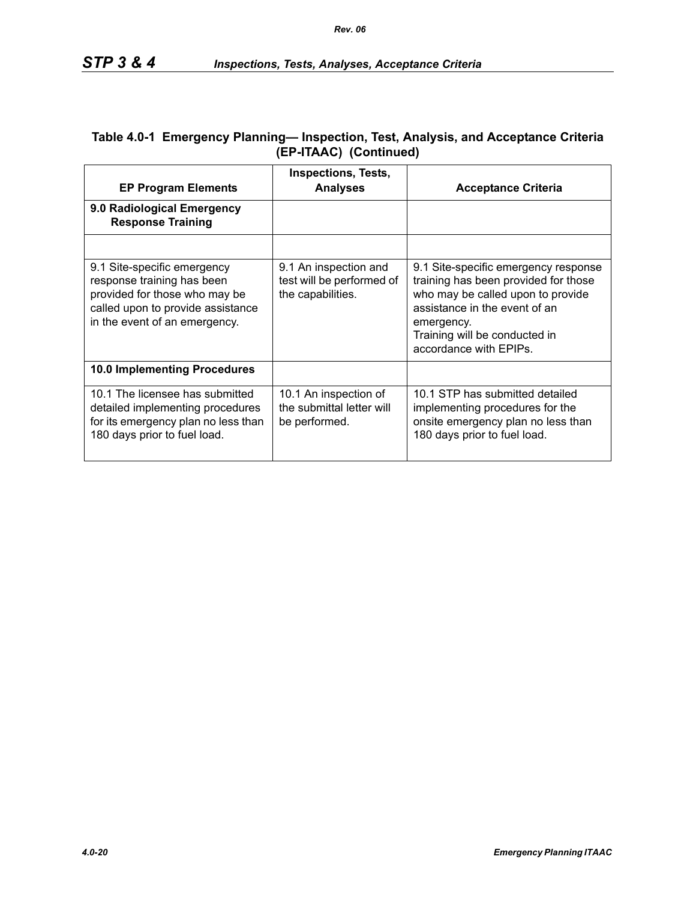**Table 4.0-1 Emergency Planning— Inspection, Test, Analysis, and Acceptance Criteria (EP-ITAAC) (Continued)**

| EP Program Elements | Inspections, Tests, Analyses | Acceptance Criteria |
|---|---|---|
| **9.0 Radiological Emergency Response Training** | | |
| | | |
| 9.1 Site-specific emergency response training has been provided for those who may be called upon to provide assistance in the event of an emergency. | 9.1 An inspection and test will be performed of the capabilities. | 9.1 Site-specific emergency response training has been provided for those who may be called upon to provide assistance in the event of an emergency.<br>Training will be conducted in accordance with EPIPs. |
| **10.0 Implementing Procedures** | | |
| 10.1 The licensee has submitted detailed implementing procedures for its emergency plan no less than 180 days prior to fuel load. | 10.1 An inspection of the submittal letter will be performed. | 10.1 STP has submitted detailed implementing procedures for the onsite emergency plan no less than 180 days prior to fuel load. |